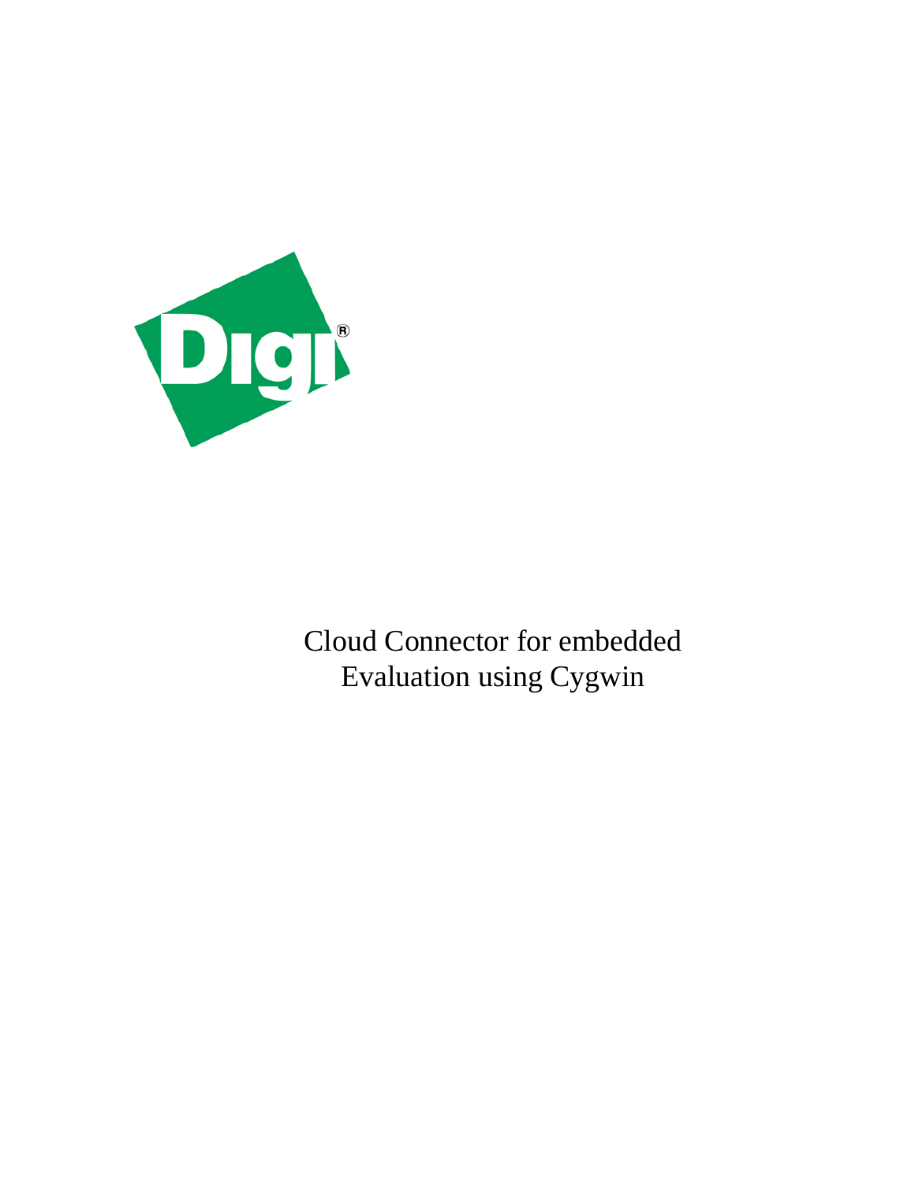# Cloud Connector for embedded
# Evaluation using Cygwin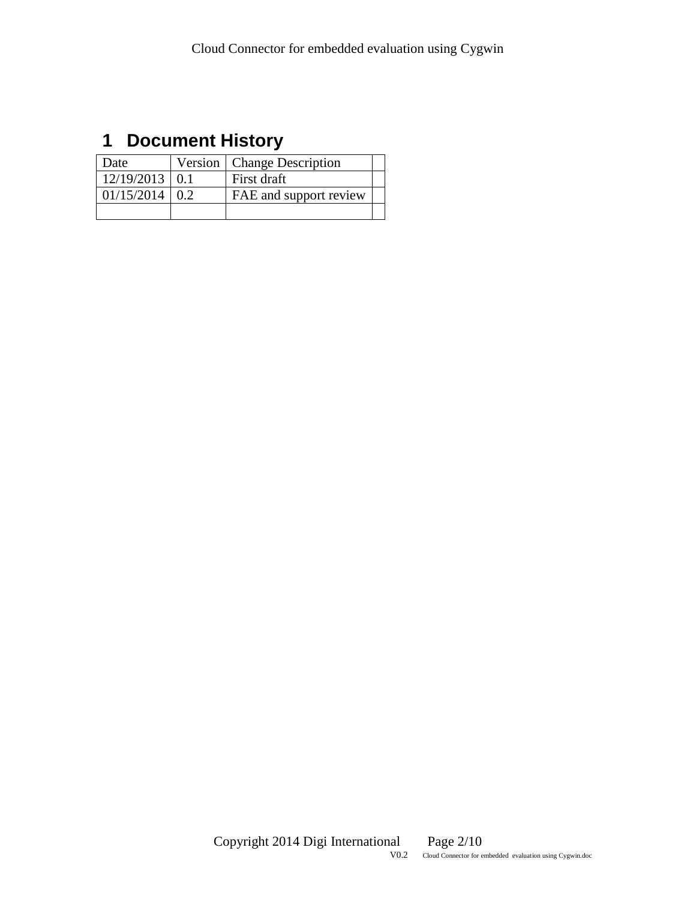# 1 Document History

| Date | Version | Change Description | |
|---|---|---|---|
| 12/19/2013 | 0.1 | First draft | |
| 01/15/2014 | 0.2 | FAE and support review | |
| | | | |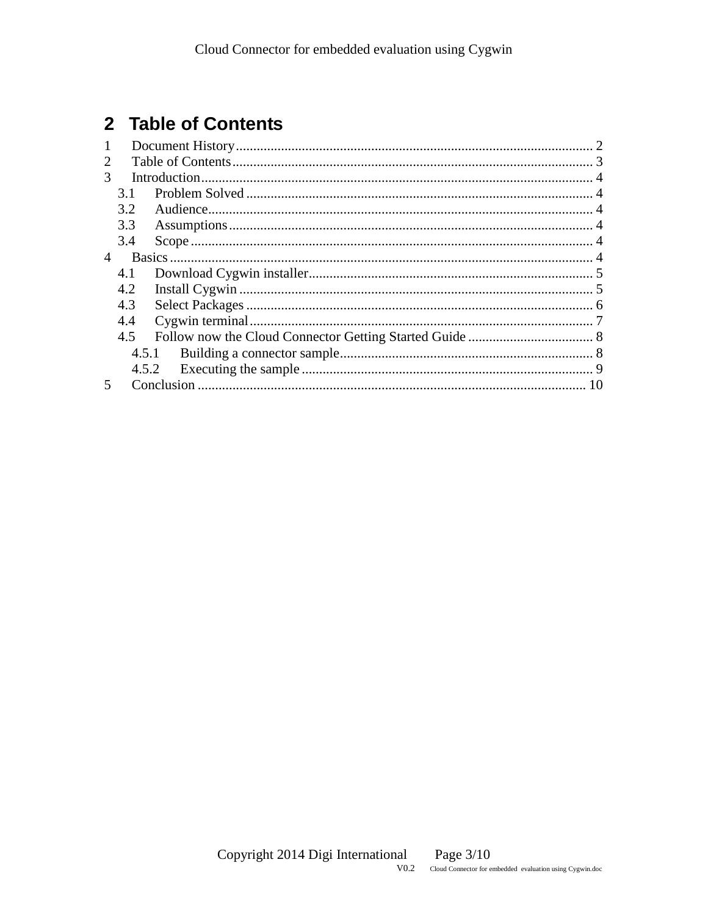# 2 Table of Contents

1 Document History ........................................................................................................ 2
2 Table of Contents ........................................................................................................ 3
3 Introduction ................................................................................................................. 4
  3.1 Problem Solved .................................................................................................... 4
  3.2 Audience ............................................................................................................... 4
  3.3 Assumptions ......................................................................................................... 4
  3.4 Scope .................................................................................................................... 4
4 Basics ........................................................................................................................... 4
  4.1 Download Cygwin installer .................................................................................. 5
  4.2 Install Cygwin ...................................................................................................... 5
  4.3 Select Packages .................................................................................................... 6
  4.4 Cygwin terminal ................................................................................................... 7
  4.5 Follow now the Cloud Connector Getting Started Guide .................................... 8
    4.5.1 Building a connector sample ......................................................................... 8
    4.5.2 Executing the sample .................................................................................... 9
5 Conclusion ................................................................................................................. 10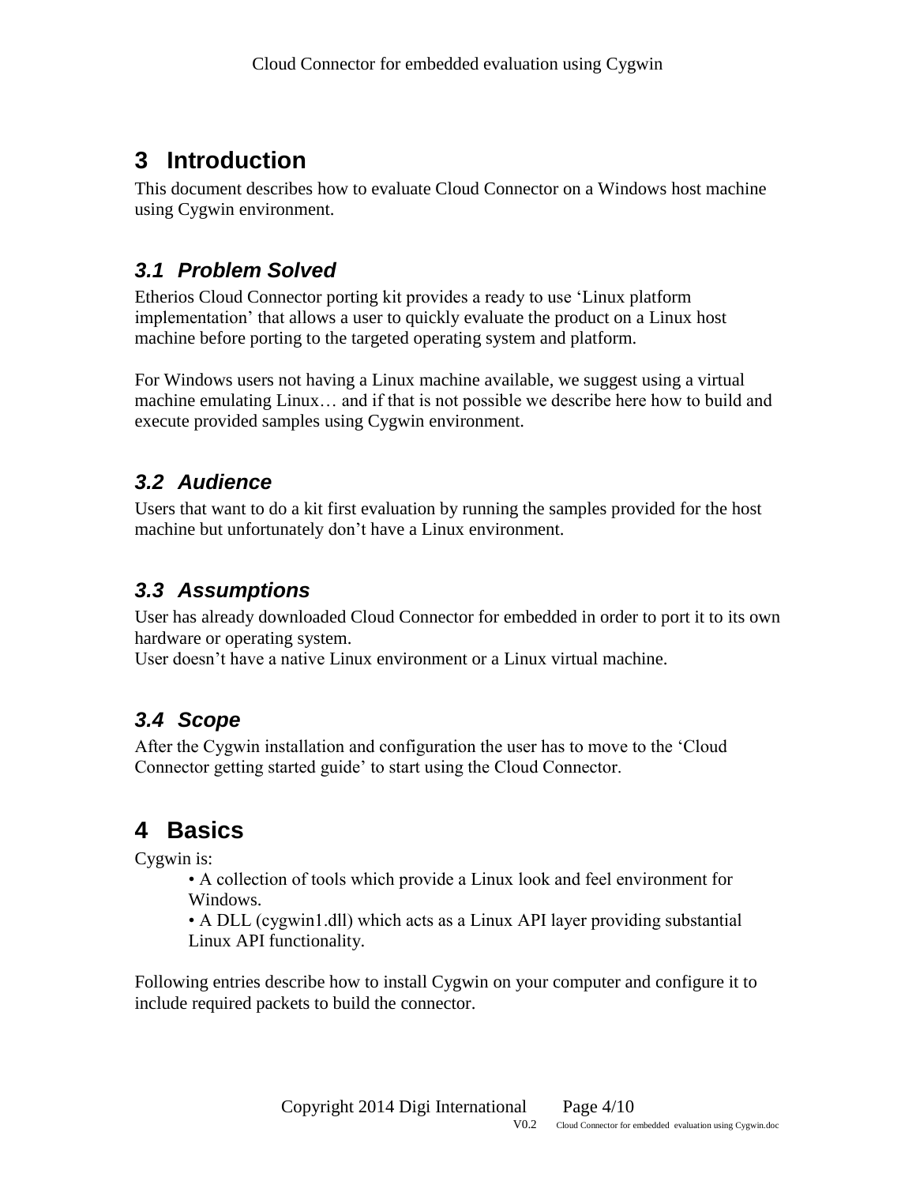# 3 Introduction

This document describes how to evaluate Cloud Connector on a Windows host machine using Cygwin environment.

## *3.1 Problem Solved*

Etherios Cloud Connector porting kit provides a ready to use 'Linux platform implementation' that allows a user to quickly evaluate the product on a Linux host machine before porting to the targeted operating system and platform.

For Windows users not having a Linux machine available, we suggest using a virtual machine emulating Linux… and if that is not possible we describe here how to build and execute provided samples using Cygwin environment.

## *3.2 Audience*

Users that want to do a kit first evaluation by running the samples provided for the host machine but unfortunately don't have a Linux environment.

## *3.3 Assumptions*

User has already downloaded Cloud Connector for embedded in order to port it to its own hardware or operating system.
User doesn't have a native Linux environment or a Linux virtual machine.

## *3.4 Scope*

After the Cygwin installation and configuration the user has to move to the 'Cloud Connector getting started guide' to start using the Cloud Connector.

# 4 Basics

Cygwin is:

- A collection of tools which provide a Linux look and feel environment for Windows.
- A DLL (cygwin1.dll) which acts as a Linux API layer providing substantial Linux API functionality.

Following entries describe how to install Cygwin on your computer and configure it to include required packets to build the connector.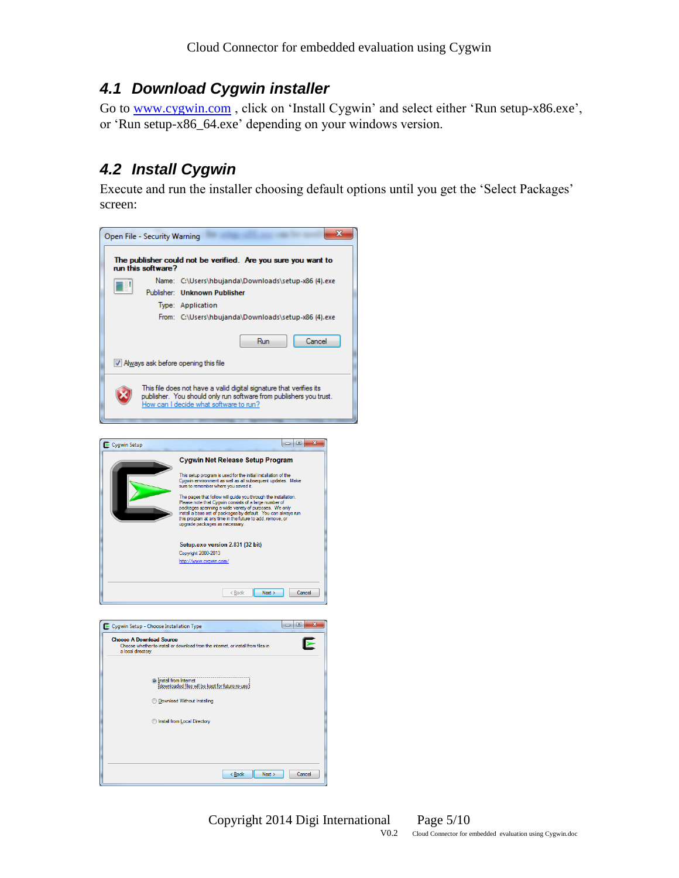## 4.1 Download Cygwin installer

Go to www.cygwin.com , click on 'Install Cygwin' and select either 'Run setup-x86.exe', or 'Run setup-x86_64.exe' depending on your windows version.

## 4.2 Install Cygwin

Execute and run the installer choosing default options until you get the 'Select Packages' screen: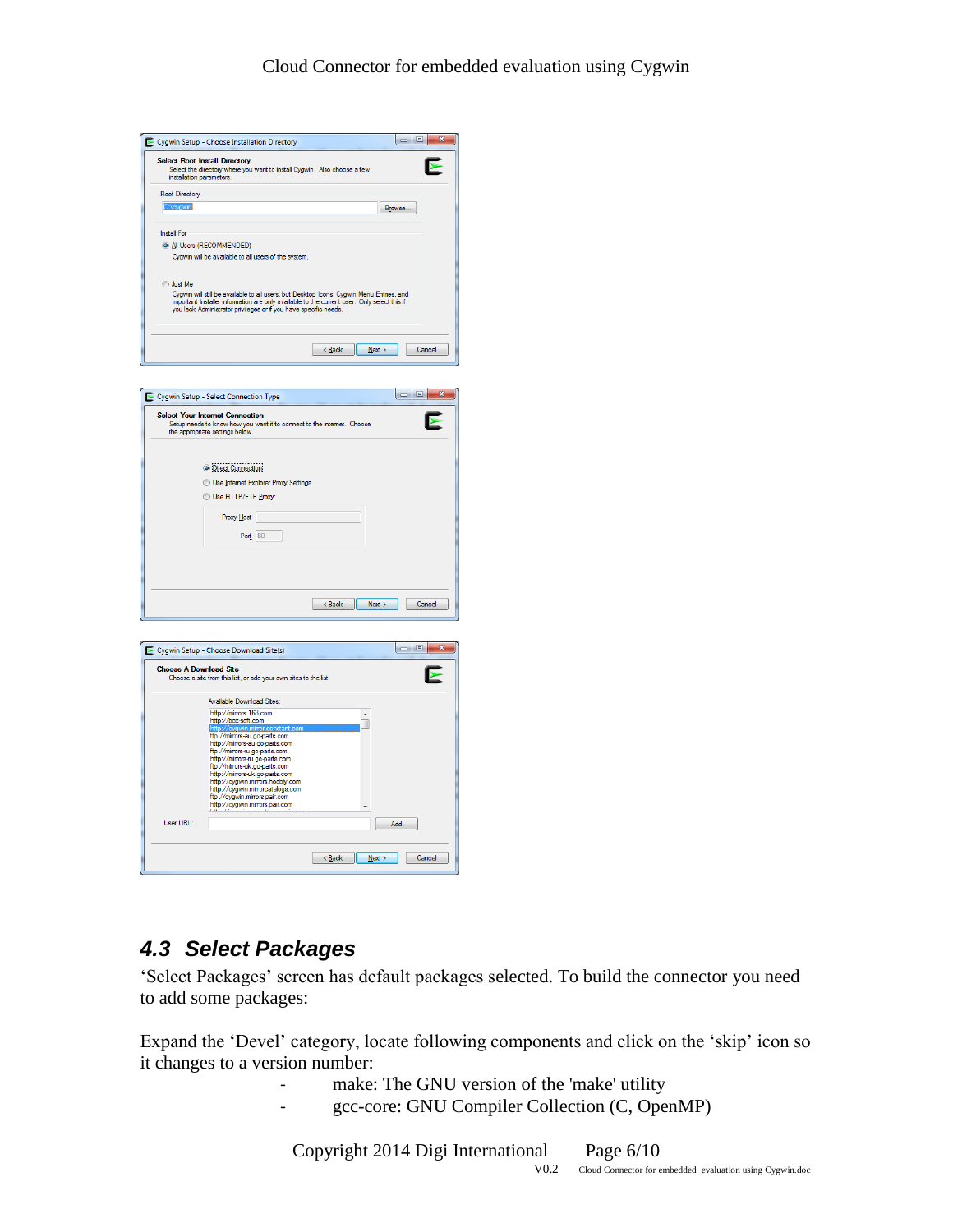## 4.3 Select Packages

'Select Packages' screen has default packages selected. To build the connector you need to add some packages:

Expand the 'Devel' category, locate following components and click on the 'skip' icon so it changes to a version number:

- make: The GNU version of the 'make' utility
- gcc-core: GNU Compiler Collection (C, OpenMP)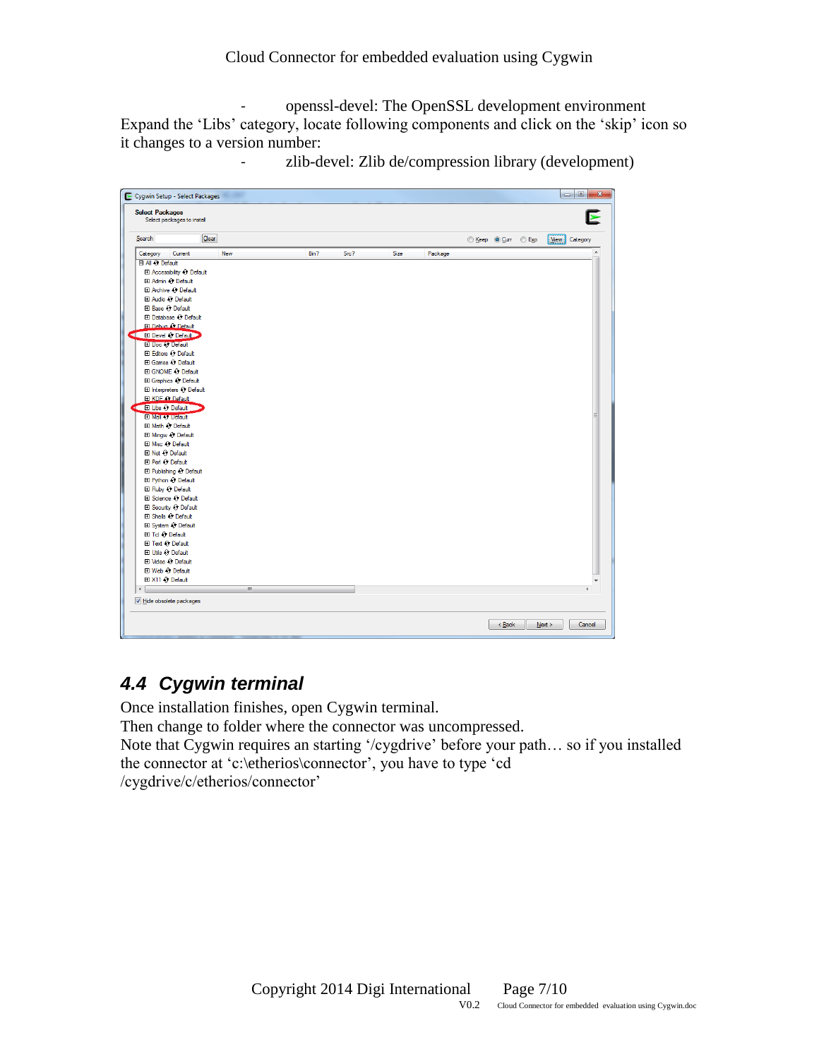- openssl-devel: The OpenSSL development environment

Expand the 'Libs' category, locate following components and click on the 'skip' icon so it changes to a version number:

- zlib-devel: Zlib de/compression library (development)

## 4.4 Cygwin terminal

Once installation finishes, open Cygwin terminal.
Then change to folder where the connector was uncompressed.
Note that Cygwin requires an starting '/cygdrive' before your path… so if you installed the connector at 'c:\etherios\connector', you have to type 'cd /cygdrive/c/etherios/connector'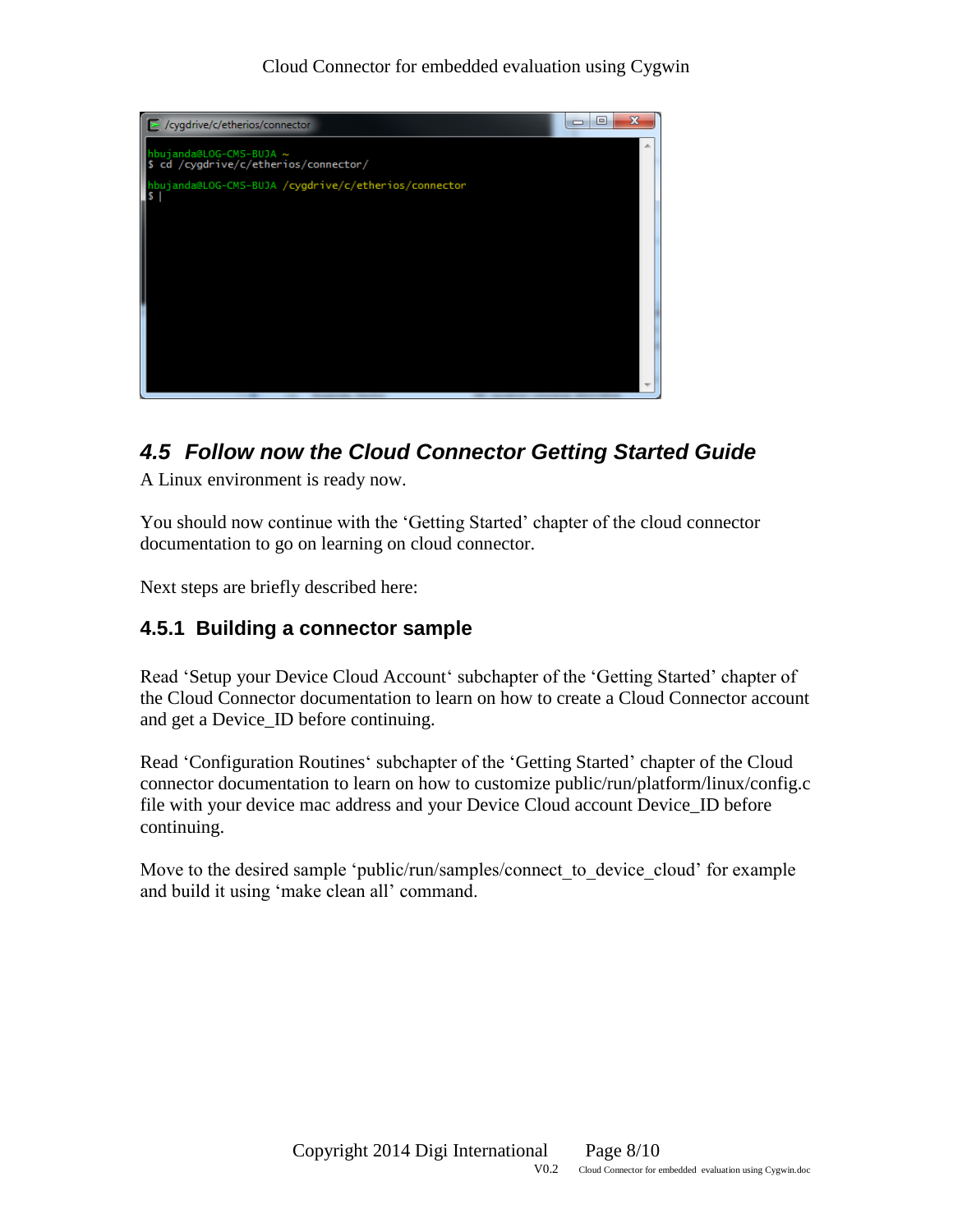```
hbujanda@LOG-CMS-BUJA ~
$ cd /cygdrive/c/etherios/connector/

hbujanda@LOG-CMS-BUJA /cygdrive/c/etherios/connector
$ |
```

## 4.5 Follow now the Cloud Connector Getting Started Guide

A Linux environment is ready now.

You should now continue with the 'Getting Started' chapter of the cloud connector documentation to go on learning on cloud connector.

Next steps are briefly described here:

### 4.5.1 Building a connector sample

Read 'Setup your Device Cloud Account' subchapter of the 'Getting Started' chapter of the Cloud Connector documentation to learn on how to create a Cloud Connector account and get a Device_ID before continuing.

Read 'Configuration Routines' subchapter of the 'Getting Started' chapter of the Cloud connector documentation to learn on how to customize public/run/platform/linux/config.c file with your device mac address and your Device Cloud account Device_ID before continuing.

Move to the desired sample 'public/run/samples/connect_to_device_cloud' for example and build it using 'make clean all' command.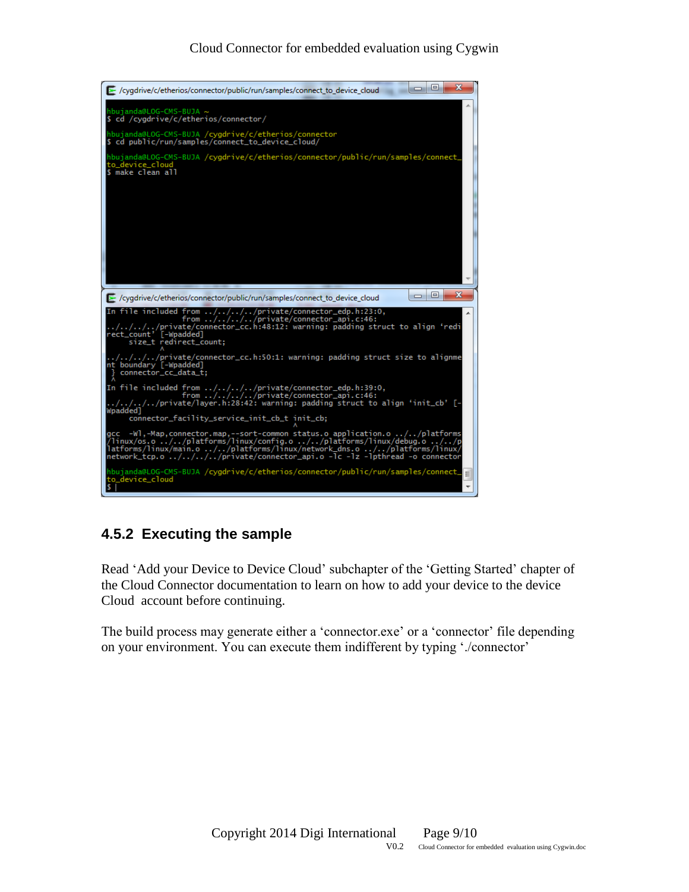```
/cygdrive/c/etherios/connector/public/run/samples/connect_to_device_cloud

hbujanda@LOG-CMS-BUJA ~
$ cd /cygdrive/c/etherios/connector/

hbujanda@LOG-CMS-BUJA /cygdrive/c/etherios/connector
$ cd public/run/samples/connect_to_device_cloud/

hbujanda@LOG-CMS-BUJA /cygdrive/c/etherios/connector/public/run/samples/connect_to_device_cloud
$ make clean all
```

```
/cygdrive/c/etherios/connector/public/run/samples/connect_to_device_cloud

In file included from ../../../../private/connector_edp.h:23:0,
                 from ../../../../private/connector_api.c:46:
../../../../private/connector_cc.h:48:12: warning: padding struct to align 'redirect_count' [-Wpadded]
     size_t redirect_count;
            ^
../../../../private/connector_cc.h:50:1: warning: padding struct size to alignment boundary [-Wpadded]
 } connector_cc_data_t;
 ^
In file included from ../../../../private/connector_edp.h:39:0,
                 from ../../../../private/connector_api.c:46:
../../../../private/layer.h:28:42: warning: padding struct to align 'init_cb' [-Wpadded]
     connector_facility_service_init_cb_t init_cb;
                                          ^
gcc  -Wl,-Map,connector.map,--sort-common status.o application.o ../../platforms/linux/os.o ../../platforms/linux/config.o ../../platforms/linux/debug.o ../../platforms/linux/main.o ../../platforms/linux/network_dns.o ../../platforms/linux/network_tcp.o ../../../../private/connector_api.o -lc -lz -lpthread -o connector

hbujanda@LOG-CMS-BUJA /cygdrive/c/etherios/connector/public/run/samples/connect_to_device_cloud
$ |
```

### 4.5.2 Executing the sample

Read 'Add your Device to Device Cloud' subchapter of the 'Getting Started' chapter of the Cloud Connector documentation to learn on how to add your device to the device Cloud account before continuing.

The build process may generate either a 'connector.exe' or a 'connector' file depending on your environment. You can execute them indifferent by typing './connector'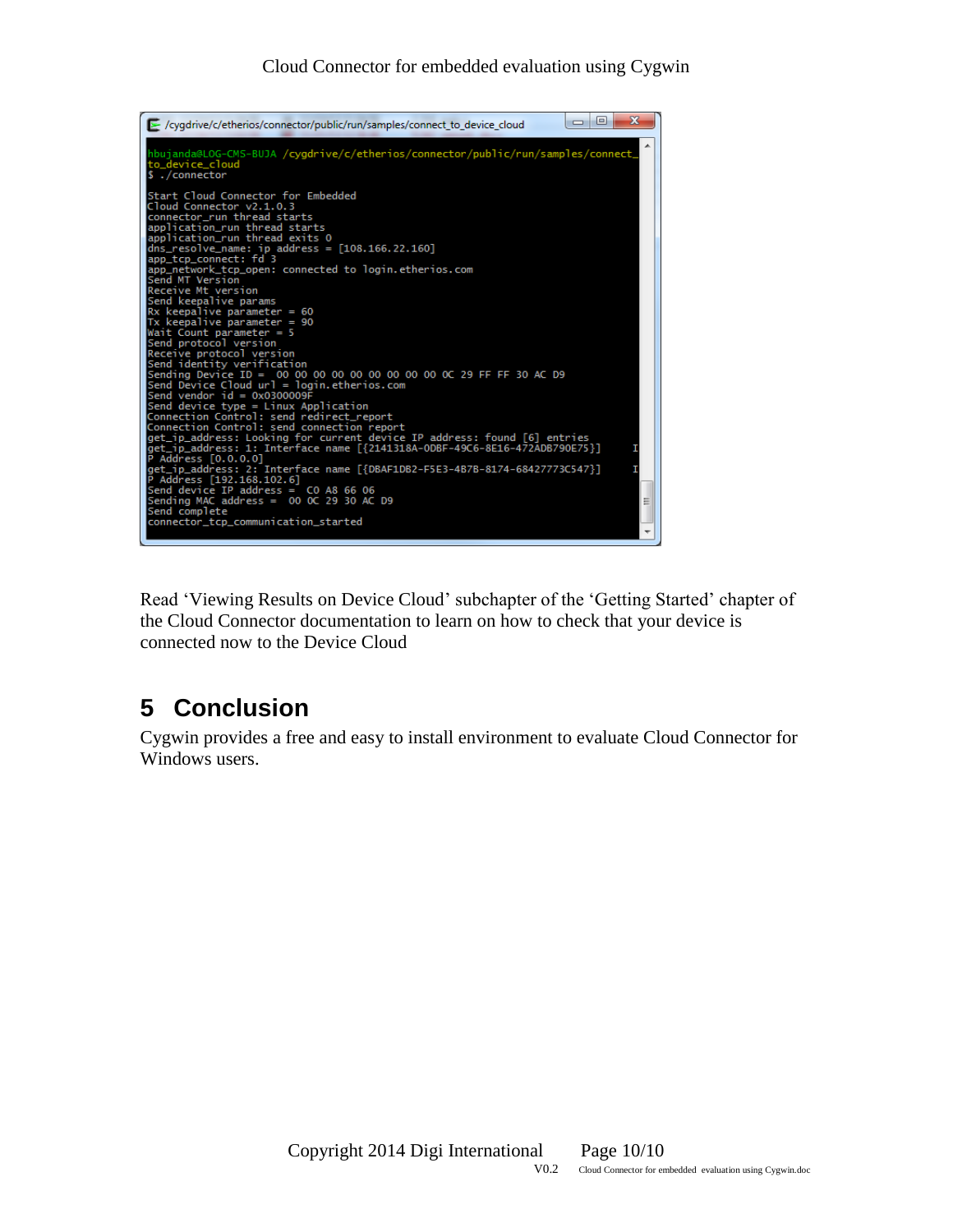```
/cygdrive/c/etherios/connector/public/run/samples/connect_to_device_cloud

hbujanda@LOG-CMS-BUJA /cygdrive/c/etherios/connector/public/run/samples/connect_
to_device_cloud
$ ./connector

Start Cloud Connector for Embedded
Cloud Connector v2.1.0.3
connector_run thread starts
application_run thread starts
application_run thread exits 0
dns_resolve_name: ip address = [108.166.22.160]
app_tcp_connect: fd 3
app_network_tcp_open: connected to login.etherios.com
Send MT Version
Receive Mt version
Send keepalive params
Rx keepalive parameter = 60
Tx keepalive parameter = 90
Wait Count parameter = 5
Send protocol version
Receive protocol version
Send identity verification
Sending Device ID =  00 00 00 00 00 00 00 00 00 0C 29 FF FF 30 AC D9
Send Device Cloud url = login.etherios.com
Send vendor id = 0x0300009F
Send device type = Linux Application
Connection Control: send redirect_report
Connection Control: send connection report
get_ip_address: Looking for current device IP address: found [6] entries
get_ip_address: 1: Interface name [{2141318A-0DBF-49C6-8E16-472ADB790E75}]      I
P Address [0.0.0.0]
get_ip_address: 2: Interface name [{DBAF1DB2-F5E3-4B7B-8174-68427773C547}]      I
P Address [192.168.102.6]
Send device IP address =  C0 A8 66 06
Sending MAC address =  00 0C 29 30 AC D9
Send complete
connector_tcp_communication_started
```

Read 'Viewing Results on Device Cloud' subchapter of the 'Getting Started' chapter of the Cloud Connector documentation to learn on how to check that your device is connected now to the Device Cloud

# 5 Conclusion

Cygwin provides a free and easy to install environment to evaluate Cloud Connector for Windows users.